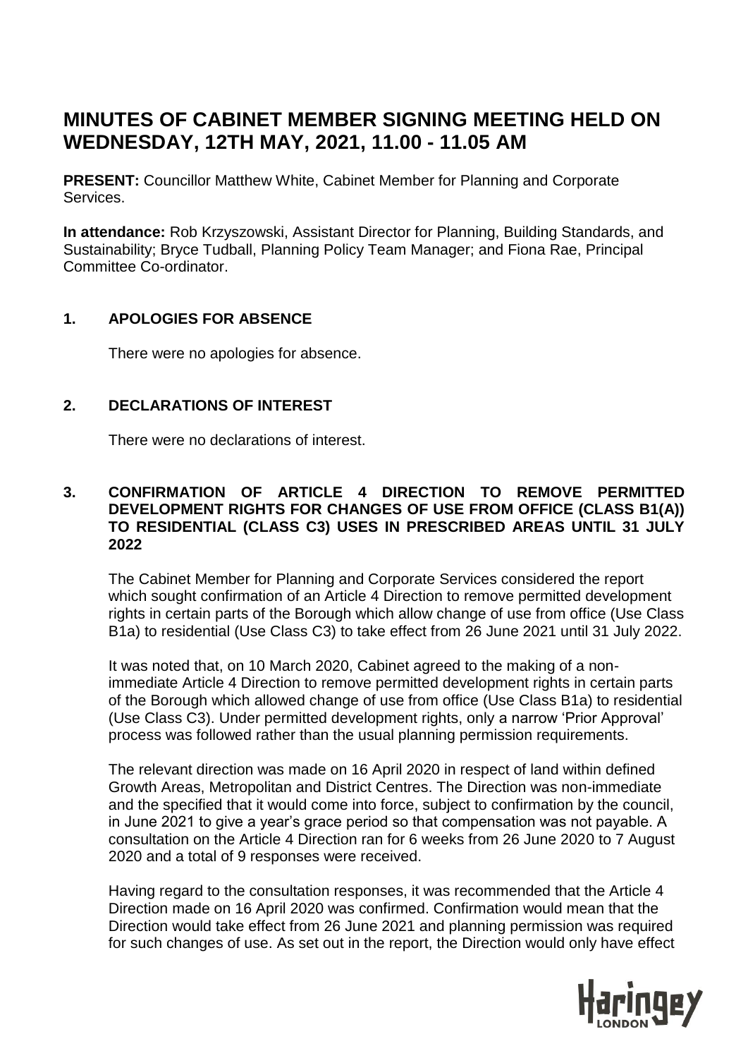# MINUTES OF CABINET MEMBER SIGNING MEETING HELD ON WEDNESDAY, 12TH MAY, 2021, 11.00 - 11.05 AM

**PRESENT:** Councillor Matthew White, Cabinet Member for Planning and Corporate Services.

**In attendance:** Rob Krzyszowski, Assistant Director for Planning, Building Standards, and Sustainability; Bryce Tudball, Planning Policy Team Manager; and Fiona Rae, Principal Committee Co-ordinator.

## 1. APOLOGIES FOR ABSENCE

There were no apologies for absence.

## 2. DECLARATIONS OF INTEREST

There were no declarations of interest.

## 3. CONFIRMATION OF ARTICLE 4 DIRECTION TO REMOVE PERMITTED DEVELOPMENT RIGHTS FOR CHANGES OF USE FROM OFFICE (CLASS B1(A)) TO RESIDENTIAL (CLASS C3) USES IN PRESCRIBED AREAS UNTIL 31 JULY 2022

The Cabinet Member for Planning and Corporate Services considered the report which sought confirmation of an Article 4 Direction to remove permitted development rights in certain parts of the Borough which allow change of use from office (Use Class B1a) to residential (Use Class C3) to take effect from 26 June 2021 until 31 July 2022.

It was noted that, on 10 March 2020, Cabinet agreed to the making of a non-immediate Article 4 Direction to remove permitted development rights in certain parts of the Borough which allowed change of use from office (Use Class B1a) to residential (Use Class C3). Under permitted development rights, only a narrow 'Prior Approval' process was followed rather than the usual planning permission requirements.

The relevant direction was made on 16 April 2020 in respect of land within defined Growth Areas, Metropolitan and District Centres. The Direction was non-immediate and the specified that it would come into force, subject to confirmation by the council, in June 2021 to give a year's grace period so that compensation was not payable. A consultation on the Article 4 Direction ran for 6 weeks from 26 June 2020 to 7 August 2020 and a total of 9 responses were received.

Having regard to the consultation responses, it was recommended that the Article 4 Direction made on 16 April 2020 was confirmed. Confirmation would mean that the Direction would take effect from 26 June 2021 and planning permission was required for such changes of use. As set out in the report, the Direction would only have effect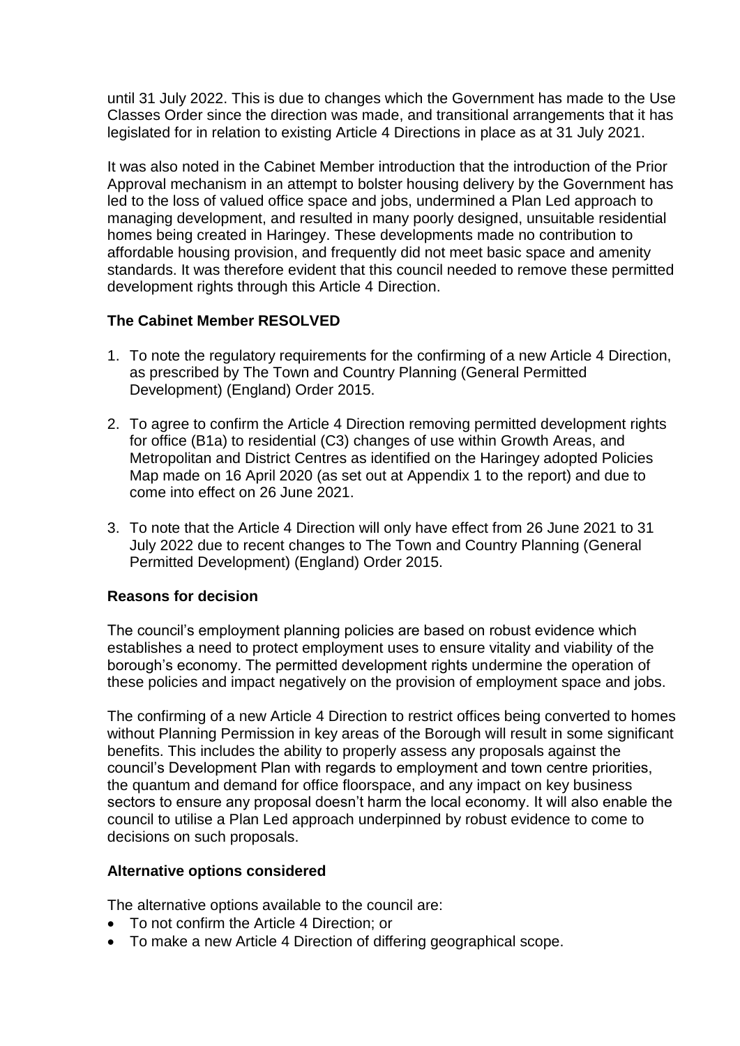until 31 July 2022. This is due to changes which the Government has made to the Use Classes Order since the direction was made, and transitional arrangements that it has legislated for in relation to existing Article 4 Directions in place as at 31 July 2021.

It was also noted in the Cabinet Member introduction that the introduction of the Prior Approval mechanism in an attempt to bolster housing delivery by the Government has led to the loss of valued office space and jobs, undermined a Plan Led approach to managing development, and resulted in many poorly designed, unsuitable residential homes being created in Haringey. These developments made no contribution to affordable housing provision, and frequently did not meet basic space and amenity standards. It was therefore evident that this council needed to remove these permitted development rights through this Article 4 Direction.

**The Cabinet Member RESOLVED**

1. To note the regulatory requirements for the confirming of a new Article 4 Direction, as prescribed by The Town and Country Planning (General Permitted Development) (England) Order 2015.
2. To agree to confirm the Article 4 Direction removing permitted development rights for office (B1a) to residential (C3) changes of use within Growth Areas, and Metropolitan and District Centres as identified on the Haringey adopted Policies Map made on 16 April 2020 (as set out at Appendix 1 to the report) and due to come into effect on 26 June 2021.
3. To note that the Article 4 Direction will only have effect from 26 June 2021 to 31 July 2022 due to recent changes to The Town and Country Planning (General Permitted Development) (England) Order 2015.

**Reasons for decision**

The council's employment planning policies are based on robust evidence which establishes a need to protect employment uses to ensure vitality and viability of the borough's economy. The permitted development rights undermine the operation of these policies and impact negatively on the provision of employment space and jobs.

The confirming of a new Article 4 Direction to restrict offices being converted to homes without Planning Permission in key areas of the Borough will result in some significant benefits. This includes the ability to properly assess any proposals against the council's Development Plan with regards to employment and town centre priorities, the quantum and demand for office floorspace, and any impact on key business sectors to ensure any proposal doesn't harm the local economy. It will also enable the council to utilise a Plan Led approach underpinned by robust evidence to come to decisions on such proposals.

**Alternative options considered**

The alternative options available to the council are:

- To not confirm the Article 4 Direction; or
- To make a new Article 4 Direction of differing geographical scope.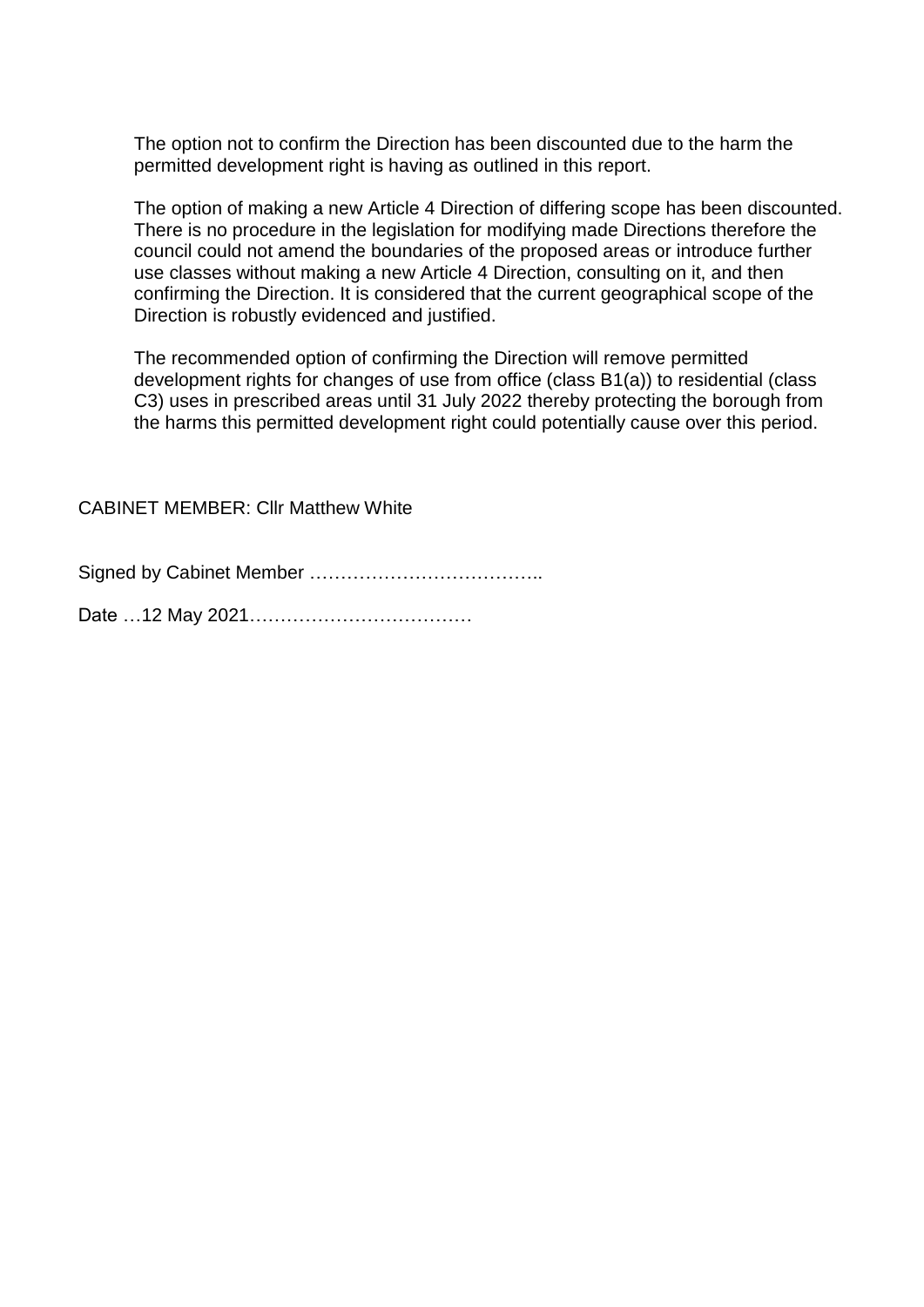The option not to confirm the Direction has been discounted due to the harm the permitted development right is having as outlined in this report.

The option of making a new Article 4 Direction of differing scope has been discounted. There is no procedure in the legislation for modifying made Directions therefore the council could not amend the boundaries of the proposed areas or introduce further use classes without making a new Article 4 Direction, consulting on it, and then confirming the Direction. It is considered that the current geographical scope of the Direction is robustly evidenced and justified.

The recommended option of confirming the Direction will remove permitted development rights for changes of use from office (class B1(a)) to residential (class C3) uses in prescribed areas until 31 July 2022 thereby protecting the borough from the harms this permitted development right could potentially cause over this period.

CABINET MEMBER: Cllr Matthew White

Signed by Cabinet Member ………………………………..

Date …12 May 2021………………………………